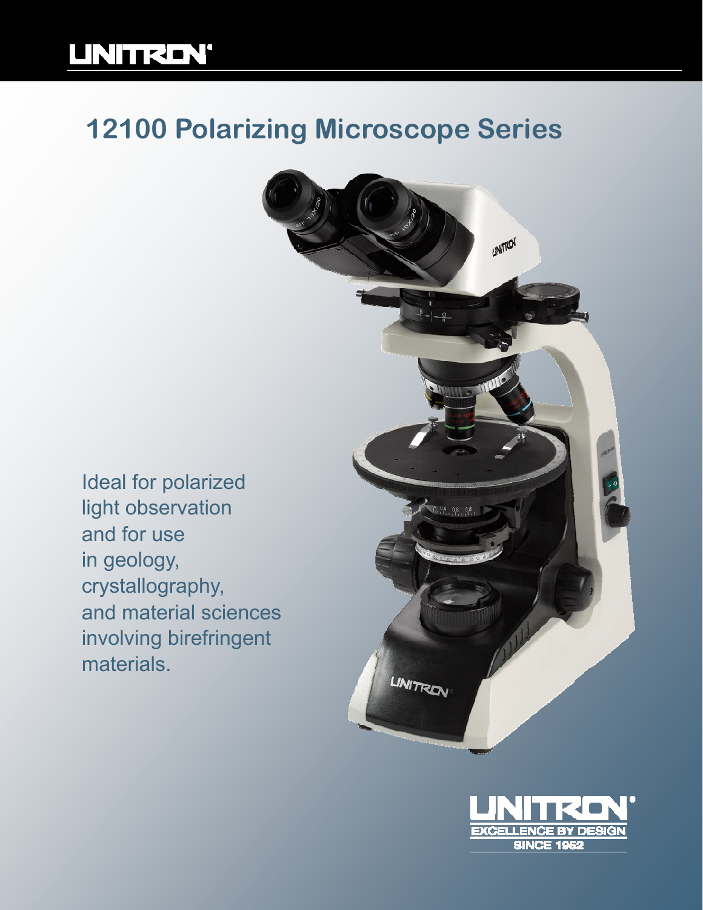UNITRON®

# 12100 Polarizing Microscope Series

Ideal for polarized light observation and for use in geology, crystallography, and material sciences involving birefringent materials.

UNITRON®
EXCELLENCE BY DESIGN
SINCE 1952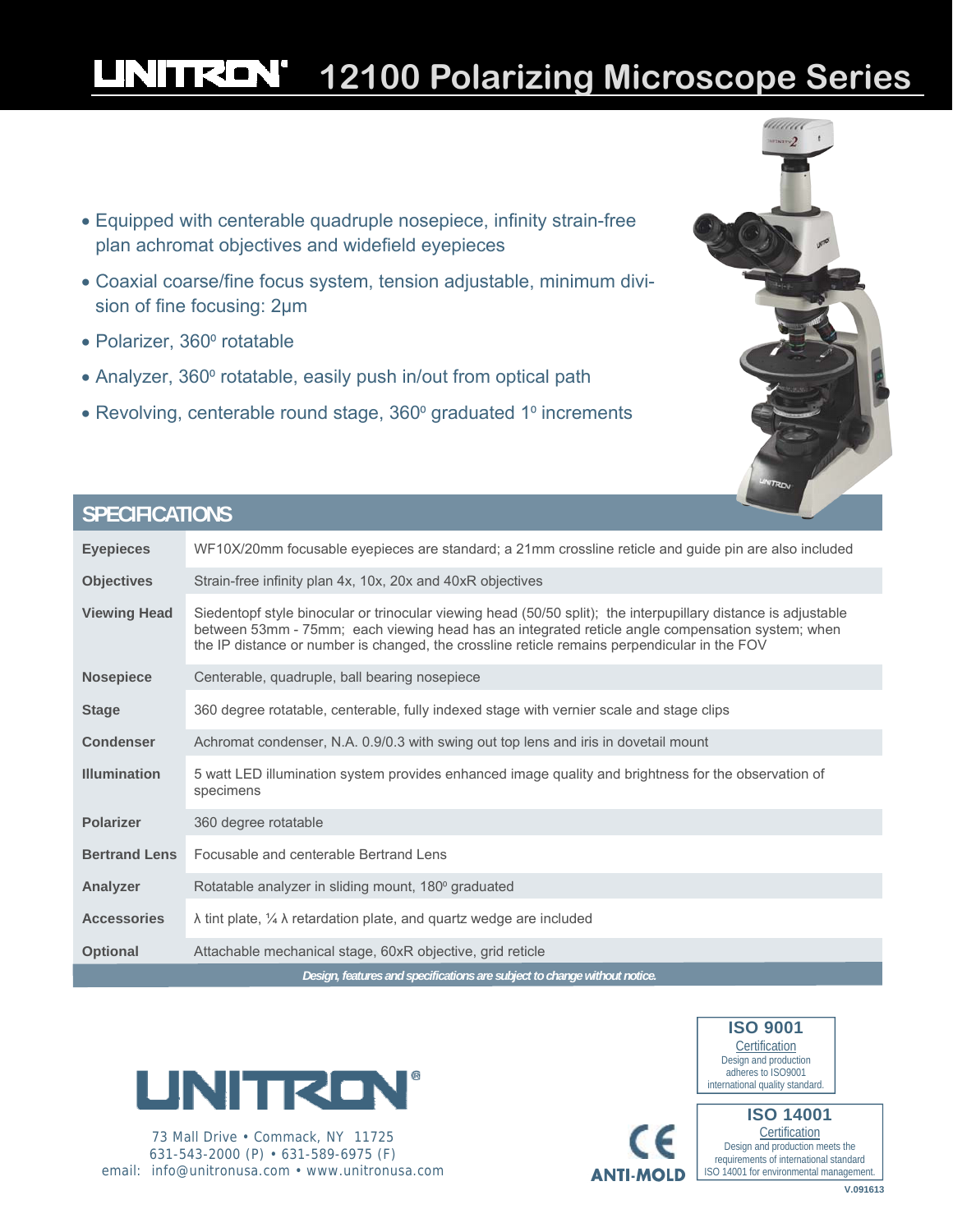# UNITRON® 12100 Polarizing Microscope Series

- Equipped with centerable quadruple nosepiece, infinity strain-free plan achromat objectives and widefield eyepieces
- Coaxial coarse/fine focus system, tension adjustable, minimum division of fine focusing: 2μm
- Polarizer, 360º rotatable
- Analyzer, 360º rotatable, easily push in/out from optical path
- Revolving, centerable round stage, 360º graduated 1º increments

## SPECIFICATIONS

| | |
|---|---|
| **Eyepieces** | WF10X/20mm focusable eyepieces are standard; a 21mm crossline reticle and guide pin are also included |
| **Objectives** | Strain-free infinity plan 4x, 10x, 20x and 40xR objectives |
| **Viewing Head** | Siedentopf style binocular or trinocular viewing head (50/50 split); the interpupillary distance is adjustable between 53mm - 75mm; each viewing head has an integrated reticle angle compensation system; when the IP distance or number is changed, the crossline reticle remains perpendicular in the FOV |
| **Nosepiece** | Centerable, quadruple, ball bearing nosepiece |
| **Stage** | 360 degree rotatable, centerable, fully indexed stage with vernier scale and stage clips |
| **Condenser** | Achromat condenser, N.A. 0.9/0.3 with swing out top lens and iris in dovetail mount |
| **Illumination** | 5 watt LED illumination system provides enhanced image quality and brightness for the observation of specimens |
| **Polarizer** | 360 degree rotatable |
| **Bertrand Lens** | Focusable and centerable Bertrand Lens |
| **Analyzer** | Rotatable analyzer in sliding mount, 180º graduated |
| **Accessories** | λ tint plate, ¼ λ retardation plate, and quartz wedge are included |
| **Optional** | Attachable mechanical stage, 60xR objective, grid reticle |

*Design, features and specifications are subject to change without notice.*

UNITRON®

73 Mall Drive • Commack, NY 11725
631-543-2000 (P) • 631-589-6975 (F)
email: info@unitronusa.com • www.unitronusa.com

CE
ANTI-MOLD

**ISO 9001**
Certification
Design and production adheres to ISO9001 international quality standard.

**ISO 14001**
Certification
Design and production meets the requirements of international standard ISO 14001 for environmental management.

V.091613